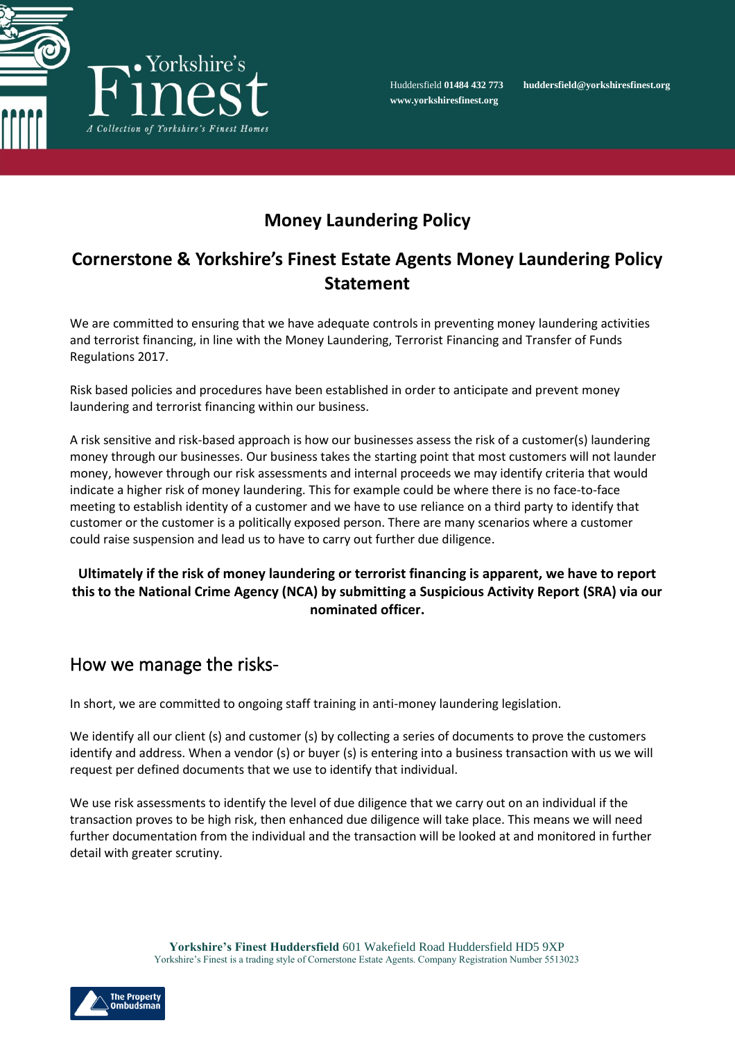Huddersfield **01484 432 773** **huddersfield@yorkshiresfinest.org**
**www.yorkshiresfinest.org**

# Money Laundering Policy

## Cornerstone & Yorkshire's Finest Estate Agents Money Laundering Policy Statement

We are committed to ensuring that we have adequate controls in preventing money laundering activities and terrorist financing, in line with the Money Laundering, Terrorist Financing and Transfer of Funds Regulations 2017.

Risk based policies and procedures have been established in order to anticipate and prevent money laundering and terrorist financing within our business.

A risk sensitive and risk-based approach is how our businesses assess the risk of a customer(s) laundering money through our businesses. Our business takes the starting point that most customers will not launder money, however through our risk assessments and internal proceeds we may identify criteria that would indicate a higher risk of money laundering. This for example could be where there is no face-to-face meeting to establish identity of a customer and we have to use reliance on a third party to identify that customer or the customer is a politically exposed person. There are many scenarios where a customer could raise suspension and lead us to have to carry out further due diligence.

**Ultimately if the risk of money laundering or terrorist financing is apparent, we have to report this to the National Crime Agency (NCA) by submitting a Suspicious Activity Report (SRA) via our nominated officer.**

## How we manage the risks-

In short, we are committed to ongoing staff training in anti-money laundering legislation.

We identify all our client (s) and customer (s) by collecting a series of documents to prove the customers identify and address. When a vendor (s) or buyer (s) is entering into a business transaction with us we will request per defined documents that we use to identify that individual.

We use risk assessments to identify the level of due diligence that we carry out on an individual if the transaction proves to be high risk, then enhanced due diligence will take place. This means we will need further documentation from the individual and the transaction will be looked at and monitored in further detail with greater scrutiny.

**Yorkshire's Finest Huddersfield** 601 Wakefield Road Huddersfield HD5 9XP
Yorkshire's Finest is a trading style of Cornerstone Estate Agents. Company Registration Number 5513023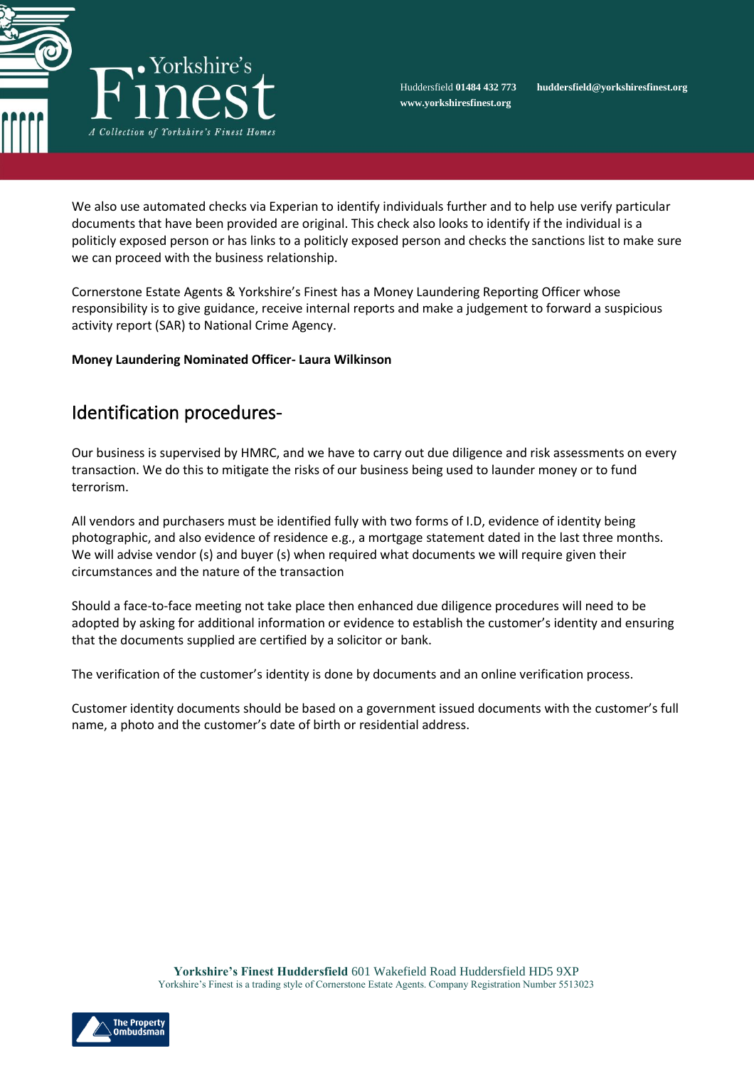We also use automated checks via Experian to identify individuals further and to help use verify particular documents that have been provided are original. This check also looks to identify if the individual is a politicly exposed person or has links to a politicly exposed person and checks the sanctions list to make sure we can proceed with the business relationship.

Cornerstone Estate Agents & Yorkshire's Finest has a Money Laundering Reporting Officer whose responsibility is to give guidance, receive internal reports and make a judgement to forward a suspicious activity report (SAR) to National Crime Agency.

**Money Laundering Nominated Officer- Laura Wilkinson**

## Identification procedures-

Our business is supervised by HMRC, and we have to carry out due diligence and risk assessments on every transaction. We do this to mitigate the risks of our business being used to launder money or to fund terrorism.

All vendors and purchasers must be identified fully with two forms of I.D, evidence of identity being photographic, and also evidence of residence e.g., a mortgage statement dated in the last three months. We will advise vendor (s) and buyer (s) when required what documents we will require given their circumstances and the nature of the transaction

Should a face-to-face meeting not take place then enhanced due diligence procedures will need to be adopted by asking for additional information or evidence to establish the customer's identity and ensuring that the documents supplied are certified by a solicitor or bank.

The verification of the customer's identity is done by documents and an online verification process.

Customer identity documents should be based on a government issued documents with the customer's full name, a photo and the customer's date of birth or residential address.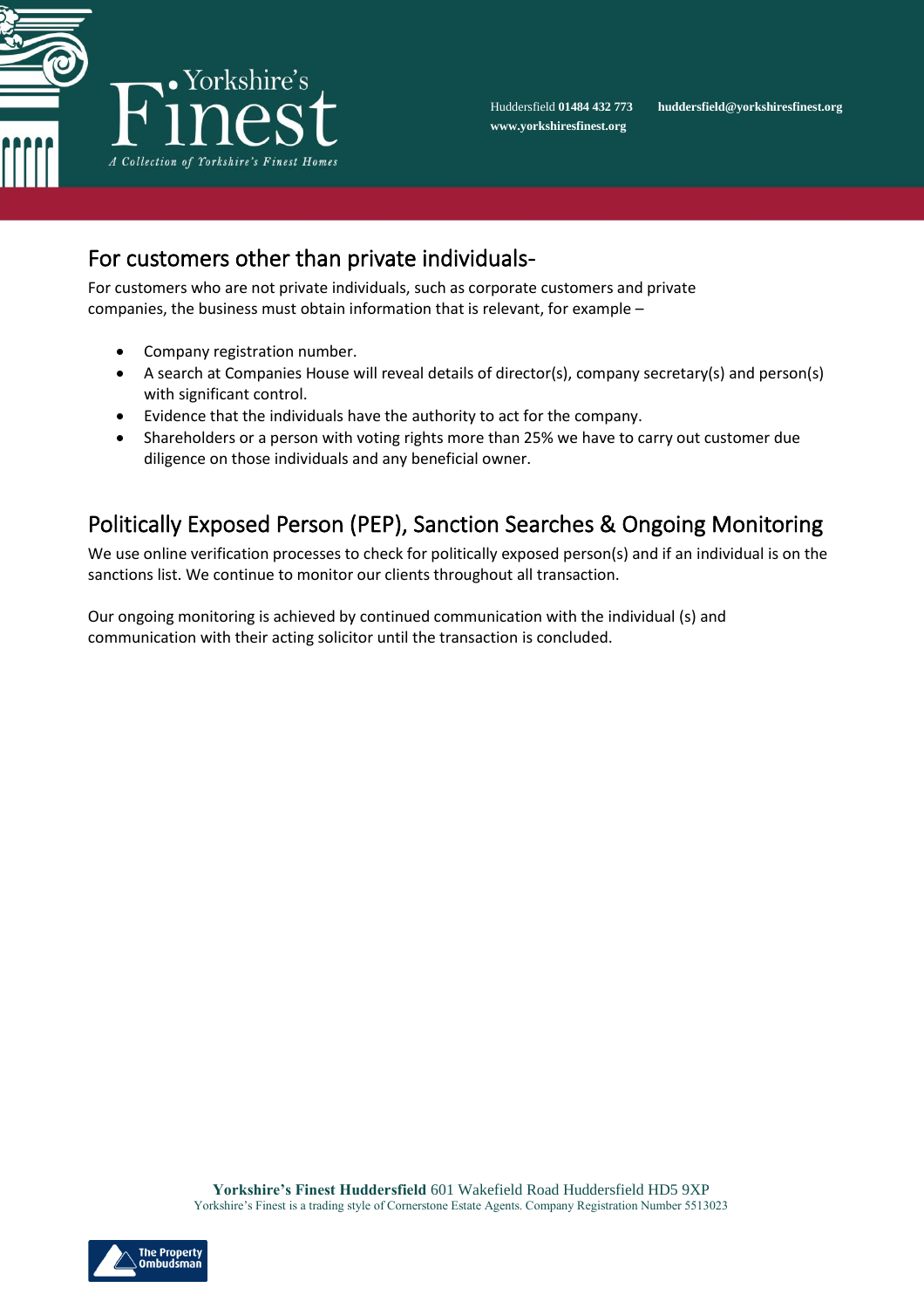## For customers other than private individuals-

For customers who are not private individuals, such as corporate customers and private companies, the business must obtain information that is relevant, for example –

- Company registration number.
- A search at Companies House will reveal details of director(s), company secretary(s) and person(s) with significant control.
- Evidence that the individuals have the authority to act for the company.
- Shareholders or a person with voting rights more than 25% we have to carry out customer due diligence on those individuals and any beneficial owner.

## Politically Exposed Person (PEP), Sanction Searches & Ongoing Monitoring

We use online verification processes to check for politically exposed person(s) and if an individual is on the sanctions list. We continue to monitor our clients throughout all transaction.

Our ongoing monitoring is achieved by continued communication with the individual (s) and communication with their acting solicitor until the transaction is concluded.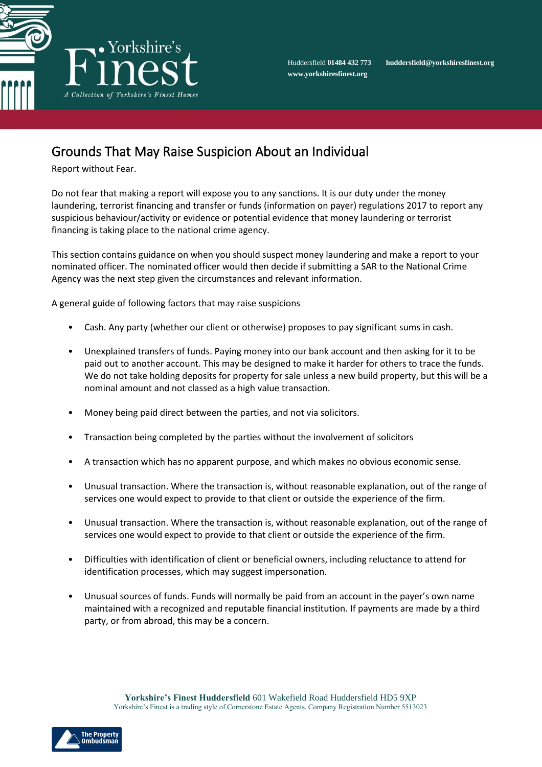# Grounds That May Raise Suspicion About an Individual

Report without Fear.

Do not fear that making a report will expose you to any sanctions. It is our duty under the money laundering, terrorist financing and transfer or funds (information on payer) regulations 2017 to report any suspicious behaviour/activity or evidence or potential evidence that money laundering or terrorist financing is taking place to the national crime agency.

This section contains guidance on when you should suspect money laundering and make a report to your nominated officer. The nominated officer would then decide if submitting a SAR to the National Crime Agency was the next step given the circumstances and relevant information.

A general guide of following factors that may raise suspicions

- Cash. Any party (whether our client or otherwise) proposes to pay significant sums in cash.
- Unexplained transfers of funds. Paying money into our bank account and then asking for it to be paid out to another account. This may be designed to make it harder for others to trace the funds. We do not take holding deposits for property for sale unless a new build property, but this will be a nominal amount and not classed as a high value transaction.
- Money being paid direct between the parties, and not via solicitors.
- Transaction being completed by the parties without the involvement of solicitors
- A transaction which has no apparent purpose, and which makes no obvious economic sense.
- Unusual transaction. Where the transaction is, without reasonable explanation, out of the range of services one would expect to provide to that client or outside the experience of the firm.
- Unusual transaction. Where the transaction is, without reasonable explanation, out of the range of services one would expect to provide to that client or outside the experience of the firm.
- Difficulties with identification of client or beneficial owners, including reluctance to attend for identification processes, which may suggest impersonation.
- Unusual sources of funds. Funds will normally be paid from an account in the payer's own name maintained with a recognized and reputable financial institution. If payments are made by a third party, or from abroad, this may be a concern.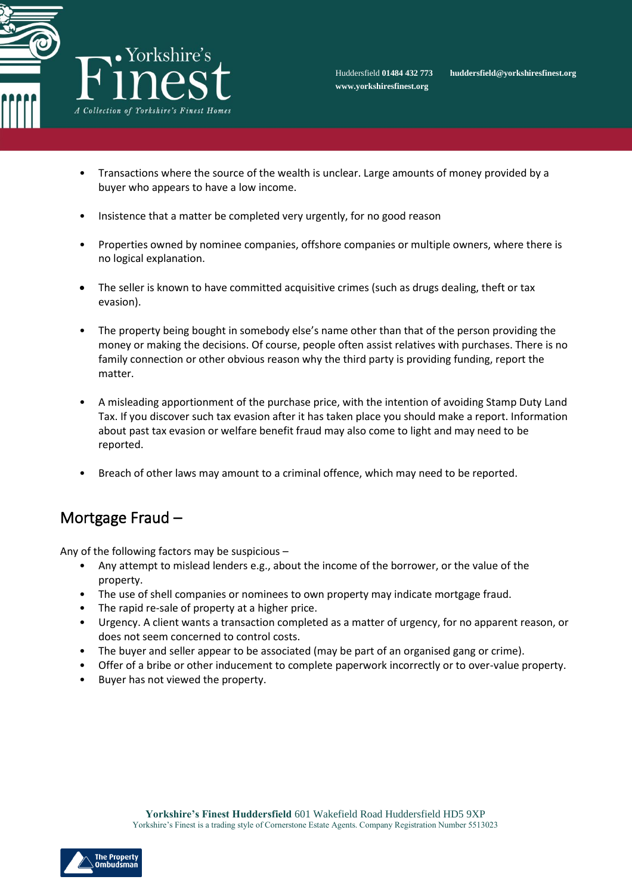- Transactions where the source of the wealth is unclear. Large amounts of money provided by a buyer who appears to have a low income.

- Insistence that a matter be completed very urgently, for no good reason

- Properties owned by nominee companies, offshore companies or multiple owners, where there is no logical explanation.

- The seller is known to have committed acquisitive crimes (such as drugs dealing, theft or tax evasion).

- The property being bought in somebody else's name other than that of the person providing the money or making the decisions. Of course, people often assist relatives with purchases. There is no family connection or other obvious reason why the third party is providing funding, report the matter.

- A misleading apportionment of the purchase price, with the intention of avoiding Stamp Duty Land Tax. If you discover such tax evasion after it has taken place you should make a report. Information about past tax evasion or welfare benefit fraud may also come to light and may need to be reported.

- Breach of other laws may amount to a criminal offence, which may need to be reported.

## Mortgage Fraud –

Any of the following factors may be suspicious –

- Any attempt to mislead lenders e.g., about the income of the borrower, or the value of the property.
- The use of shell companies or nominees to own property may indicate mortgage fraud.
- The rapid re-sale of property at a higher price.
- Urgency. A client wants a transaction completed as a matter of urgency, for no apparent reason, or does not seem concerned to control costs.
- The buyer and seller appear to be associated (may be part of an organised gang or crime).
- Offer of a bribe or other inducement to complete paperwork incorrectly or to over-value property.
- Buyer has not viewed the property.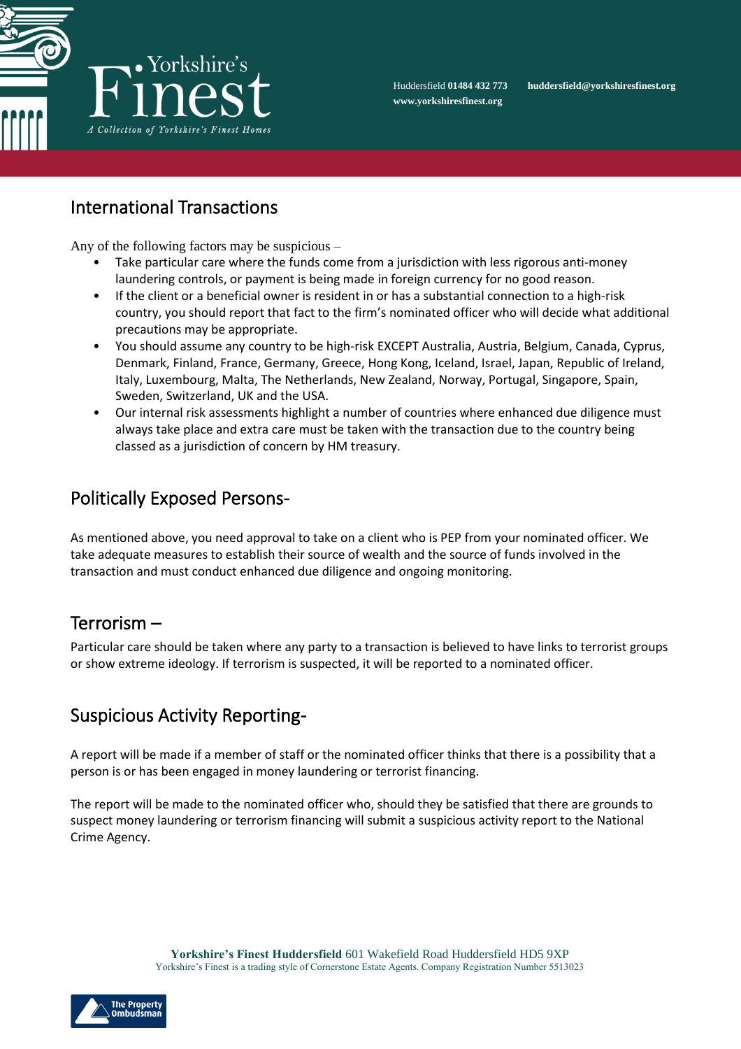## International Transactions

Any of the following factors may be suspicious –

- Take particular care where the funds come from a jurisdiction with less rigorous anti-money laundering controls, or payment is being made in foreign currency for no good reason.
- If the client or a beneficial owner is resident in or has a substantial connection to a high-risk country, you should report that fact to the firm's nominated officer who will decide what additional precautions may be appropriate.
- You should assume any country to be high-risk EXCEPT Australia, Austria, Belgium, Canada, Cyprus, Denmark, Finland, France, Germany, Greece, Hong Kong, Iceland, Israel, Japan, Republic of Ireland, Italy, Luxembourg, Malta, The Netherlands, New Zealand, Norway, Portugal, Singapore, Spain, Sweden, Switzerland, UK and the USA.
- Our internal risk assessments highlight a number of countries where enhanced due diligence must always take place and extra care must be taken with the transaction due to the country being classed as a jurisdiction of concern by HM treasury.

## Politically Exposed Persons-

As mentioned above, you need approval to take on a client who is PEP from your nominated officer. We take adequate measures to establish their source of wealth and the source of funds involved in the transaction and must conduct enhanced due diligence and ongoing monitoring.

## Terrorism –

Particular care should be taken where any party to a transaction is believed to have links to terrorist groups or show extreme ideology. If terrorism is suspected, it will be reported to a nominated officer.

## Suspicious Activity Reporting-

A report will be made if a member of staff or the nominated officer thinks that there is a possibility that a person is or has been engaged in money laundering or terrorist financing.

The report will be made to the nominated officer who, should they be satisfied that there are grounds to suspect money laundering or terrorism financing will submit a suspicious activity report to the National Crime Agency.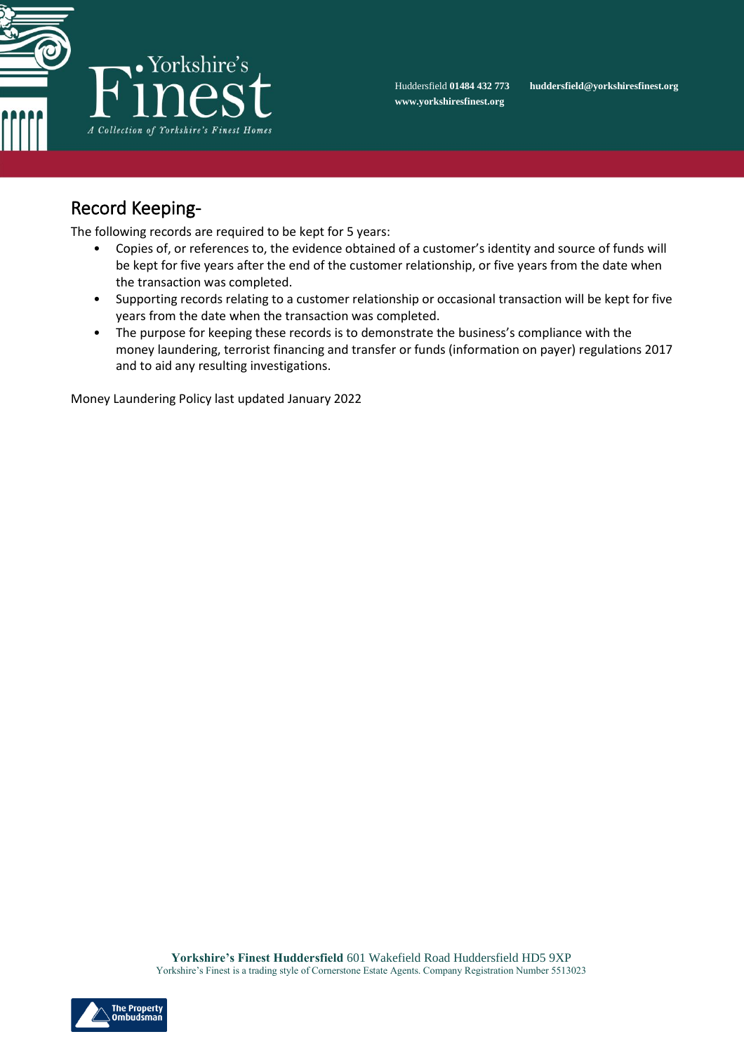## Record Keeping-

The following records are required to be kept for 5 years:

- Copies of, or references to, the evidence obtained of a customer's identity and source of funds will be kept for five years after the end of the customer relationship, or five years from the date when the transaction was completed.
- Supporting records relating to a customer relationship or occasional transaction will be kept for five years from the date when the transaction was completed.
- The purpose for keeping these records is to demonstrate the business's compliance with the money laundering, terrorist financing and transfer or funds (information on payer) regulations 2017 and to aid any resulting investigations.

Money Laundering Policy last updated January 2022